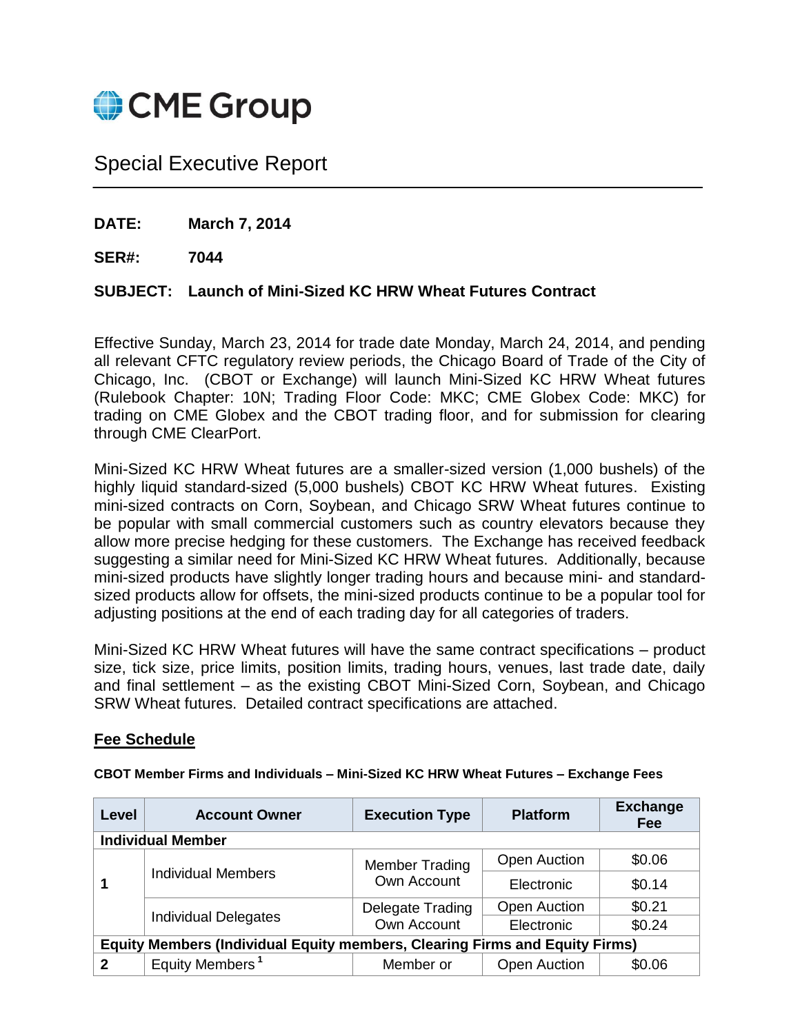CME Group

# Special Executive Report

**DATE:** **March 7, 2014**

**SER#:** **7044**

**SUBJECT: Launch of Mini-Sized KC HRW Wheat Futures Contract**

Effective Sunday, March 23, 2014 for trade date Monday, March 24, 2014, and pending all relevant CFTC regulatory review periods, the Chicago Board of Trade of the City of Chicago, Inc. (CBOT or Exchange) will launch Mini-Sized KC HRW Wheat futures (Rulebook Chapter: 10N; Trading Floor Code: MKC; CME Globex Code: MKC) for trading on CME Globex and the CBOT trading floor, and for submission for clearing through CME ClearPort.

Mini-Sized KC HRW Wheat futures are a smaller-sized version (1,000 bushels) of the highly liquid standard-sized (5,000 bushels) CBOT KC HRW Wheat futures. Existing mini-sized contracts on Corn, Soybean, and Chicago SRW Wheat futures continue to be popular with small commercial customers such as country elevators because they allow more precise hedging for these customers. The Exchange has received feedback suggesting a similar need for Mini-Sized KC HRW Wheat futures. Additionally, because mini-sized products have slightly longer trading hours and because mini- and standard-sized products allow for offsets, the mini-sized products continue to be a popular tool for adjusting positions at the end of each trading day for all categories of traders.

Mini-Sized KC HRW Wheat futures will have the same contract specifications – product size, tick size, price limits, position limits, trading hours, venues, last trade date, daily and final settlement – as the existing CBOT Mini-Sized Corn, Soybean, and Chicago SRW Wheat futures. Detailed contract specifications are attached.

## Fee Schedule

**CBOT Member Firms and Individuals – Mini-Sized KC HRW Wheat Futures – Exchange Fees**

| Level | Account Owner | Execution Type | Platform | Exchange Fee |
|---|---|---|---|---|
| **Individual Member** | | | | |
| 1 | Individual Members | Member Trading Own Account | Open Auction | $0.06 |
| | | | Electronic | $0.14 |
| | Individual Delegates | Delegate Trading Own Account | Open Auction | $0.21 |
| | | | Electronic | $0.24 |
| **Equity Members (Individual Equity members, Clearing Firms and Equity Firms)** | | | | |
| 2 | Equity Members [1] | Member or | Open Auction | $0.06 |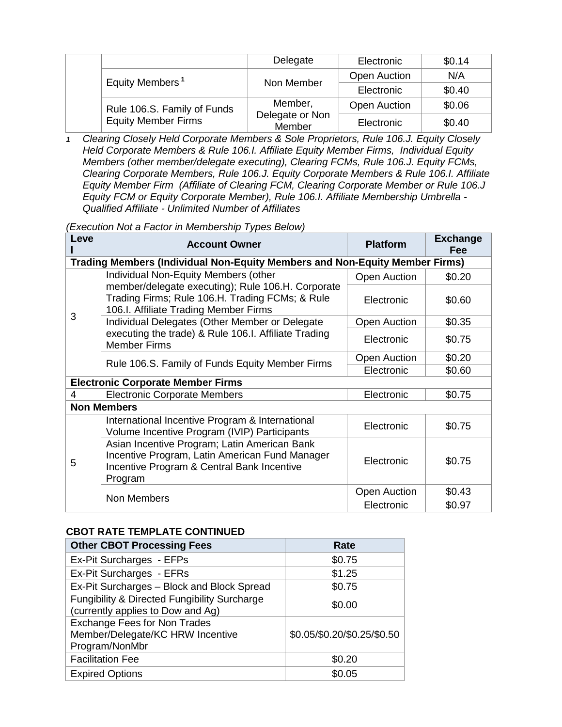| | | | | |
|---|---|---|---|---|
| | | Delegate | Electronic | $0.14 |
| | Equity Members[1] | Non Member | Open Auction | N/A |
| | | | Electronic | $0.40 |
| | Rule 106.S. Family of Funds Equity Member Firms | Member, Delegate or Non Member | Open Auction | $0.06 |
| | | | Electronic | $0.40 |

*1 Clearing Closely Held Corporate Members & Sole Proprietors, Rule 106.J. Equity Closely Held Corporate Members & Rule 106.I. Affiliate Equity Member Firms, Individual Equity Members (other member/delegate executing), Clearing FCMs, Rule 106.J. Equity FCMs, Clearing Corporate Members, Rule 106.J. Equity Corporate Members & Rule 106.I. Affiliate Equity Member Firm (Affiliate of Clearing FCM, Clearing Corporate Member or Rule 106.J Equity FCM or Equity Corporate Member), Rule 106.I. Affiliate Membership Umbrella - Qualified Affiliate - Unlimited Number of Affiliates*

*(Execution Not a Factor in Membership Types Below)*

| Level | Account Owner | Platform | Exchange Fee |
|---|---|---|---|
| **Trading Members (Individual Non-Equity Members and Non-Equity Member Firms)** | | | |
| 3 | Individual Non-Equity Members (other member/delegate executing); Rule 106.H. Corporate Trading Firms; Rule 106.H. Trading FCMs; & Rule 106.I. Affiliate Trading Member Firms | Open Auction | $0.20 |
| | | Electronic | $0.60 |
| | Individual Delegates (Other Member or Delegate executing the trade) & Rule 106.I. Affiliate Trading Member Firms | Open Auction | $0.35 |
| | | Electronic | $0.75 |
| | Rule 106.S. Family of Funds Equity Member Firms | Open Auction | $0.20 |
| | | Electronic | $0.60 |
| **Electronic Corporate Member Firms** | | | |
| 4 | Electronic Corporate Members | Electronic | $0.75 |
| **Non Members** | | | |
| 5 | International Incentive Program & International Volume Incentive Program (IVIP) Participants | Electronic | $0.75 |
| | Asian Incentive Program; Latin American Bank Incentive Program, Latin American Fund Manager Incentive Program & Central Bank Incentive Program | Electronic | $0.75 |
| | Non Members | Open Auction | $0.43 |
| | | Electronic | $0.97 |

**CBOT RATE TEMPLATE CONTINUED**

| Other CBOT Processing Fees | Rate |
|---|---|
| Ex-Pit Surcharges - EFPs | $0.75 |
| Ex-Pit Surcharges - EFRs | $1.25 |
| Ex-Pit Surcharges – Block and Block Spread | $0.75 |
| Fungibility & Directed Fungibility Surcharge (currently applies to Dow and Ag) | $0.00 |
| Exchange Fees for Non Trades Member/Delegate/KC HRW Incentive Program/NonMbr | $0.05/$0.20/$0.25/$0.50 |
| Facilitation Fee | $0.20 |
| Expired Options | $0.05 |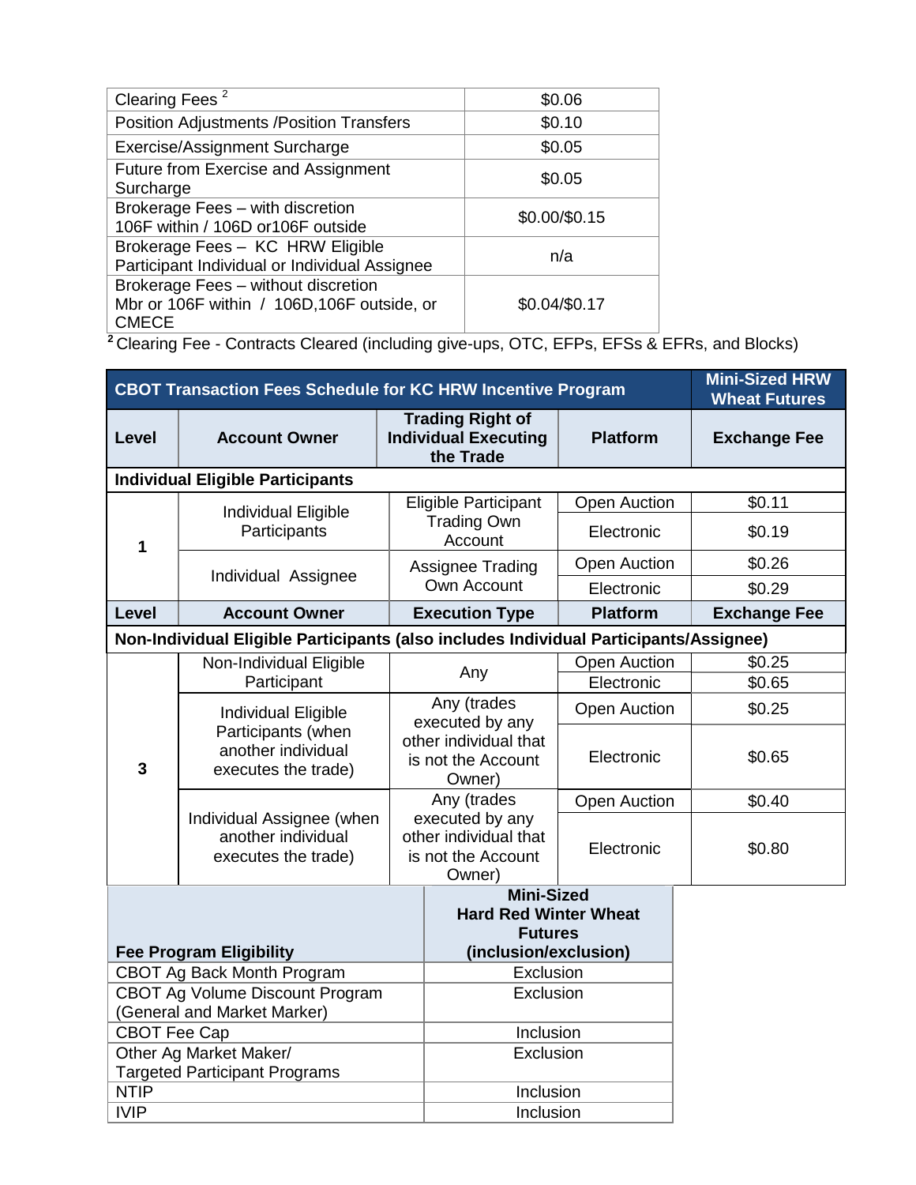| Clearing Fees [2] | $0.06 |
|---|---|
| Position Adjustments /Position Transfers | $0.10 |
| Exercise/Assignment Surcharge | $0.05 |
| Future from Exercise and Assignment Surcharge | $0.05 |
| Brokerage Fees – with discretion 106F within / 106D or106F outside | $0.00/$0.15 |
| Brokerage Fees – KC HRW Eligible Participant Individual or Individual Assignee | n/a |
| Brokerage Fees – without discretion Mbr or 106F within / 106D,106F outside, or CMECE | $0.04/$0.17 |

[2] Clearing Fee - Contracts Cleared (including give-ups, OTC, EFPs, EFSs & EFRs, and Blocks)

| **CBOT Transaction Fees Schedule for KC HRW Incentive Program** | | | | **Mini-Sized HRW Wheat Futures** |
|---|---|---|---|---|
| **Level** | **Account Owner** | **Trading Right of Individual Executing the Trade** | **Platform** | **Exchange Fee** |
| **Individual Eligible Participants** | | | | |
| 1 | Individual Eligible Participants | Eligible Participant Trading Own Account | Open Auction | $0.11 |
| | | | Electronic | $0.19 |
| | Individual Assignee | Assignee Trading Own Account | Open Auction | $0.26 |
| | | | Electronic | $0.29 |
| **Level** | **Account Owner** | **Execution Type** | **Platform** | **Exchange Fee** |
| **Non-Individual Eligible Participants (also includes Individual Participants/Assignee)** | | | | |
| 3 | Non-Individual Eligible Participant | Any | Open Auction | $0.25 |
| | | | Electronic | $0.65 |
| | Individual Eligible Participants (when another individual executes the trade) | Any (trades executed by any other individual that is not the Account Owner) | Open Auction | $0.25 |
| | | | Electronic | $0.65 |
| | Individual Assignee (when another individual executes the trade) | Any (trades executed by any other individual that is not the Account Owner) | Open Auction | $0.40 |
| | | | Electronic | $0.80 |

| **Fee Program Eligibility** | **Mini-Sized Hard Red Winter Wheat Futures (inclusion/exclusion)** |
|---|---|
| CBOT Ag Back Month Program | Exclusion |
| CBOT Ag Volume Discount Program (General and Market Marker) | Exclusion |
| CBOT Fee Cap | Inclusion |
| Other Ag Market Maker/ Targeted Participant Programs | Exclusion |
| NTIP | Inclusion |
| IVIP | Inclusion |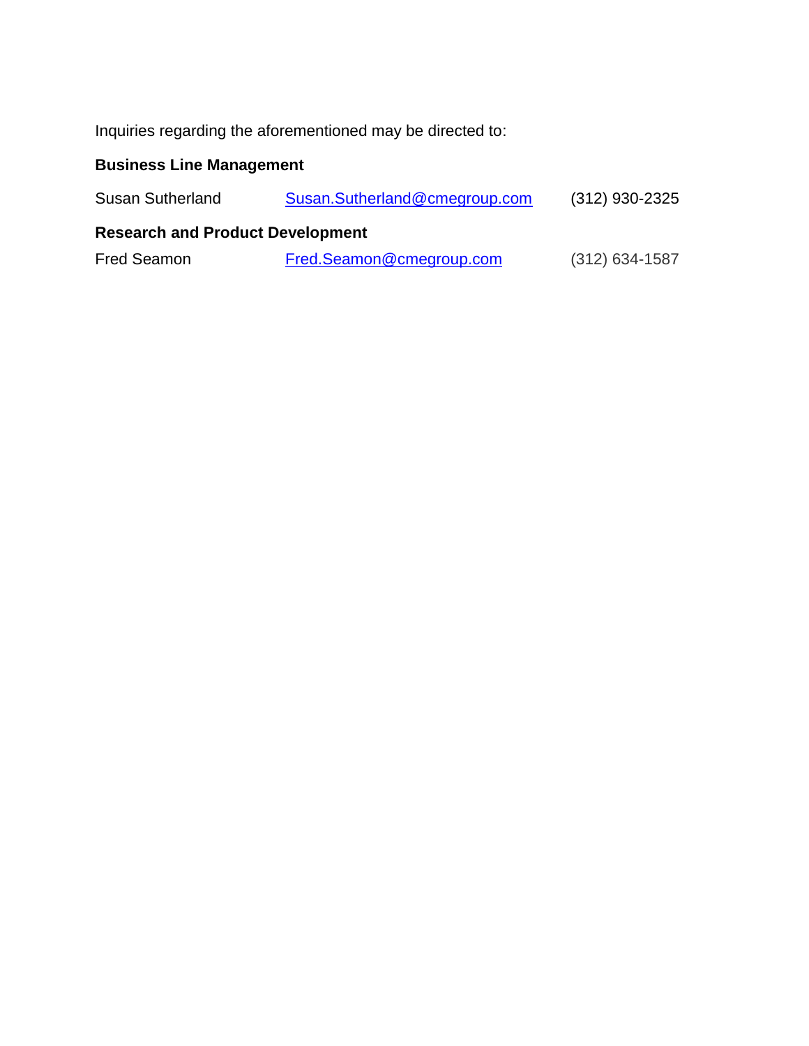Inquiries regarding the aforementioned may be directed to:

**Business Line Management**

| | | |
|---|---|---|
| Susan Sutherland | Susan.Sutherland@cmegroup.com | (312) 930-2325 |

**Research and Product Development**

| | | |
|---|---|---|
| Fred Seamon | Fred.Seamon@cmegroup.com | (312) 634-1587 |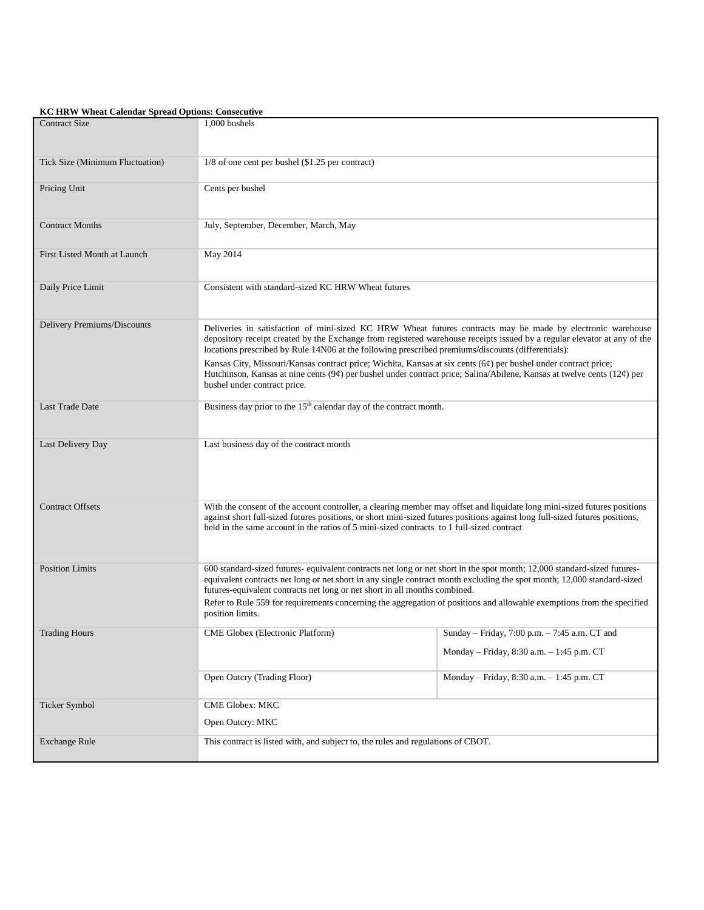**KC HRW Wheat Calendar Spread Options: Consecutive**

| | | |
|---|---|---|
| Contract Size | 1,000 bushels | |
| Tick Size (Minimum Fluctuation) | 1/8 of one cent per bushel ($1.25 per contract) | |
| Pricing Unit | Cents per bushel | |
| Contract Months | July, September, December, March, May | |
| First Listed Month at Launch | May 2014 | |
| Daily Price Limit | Consistent with standard-sized KC HRW Wheat futures | |
| Delivery Premiums/Discounts | Deliveries in satisfaction of mini-sized KC HRW Wheat futures contracts may be made by electronic warehouse depository receipt created by the Exchange from registered warehouse receipts issued by a regular elevator at any of the locations prescribed by Rule 14N06 at the following prescribed premiums/discounts (differentials): Kansas City, Missouri/Kansas contract price; Wichita, Kansas at six cents (6¢) per bushel under contract price; Hutchinson, Kansas at nine cents (9¢) per bushel under contract price; Salina/Abilene, Kansas at twelve cents (12¢) per bushel under contract price. | |
| Last Trade Date | Business day prior to the 15th calendar day of the contract month. | |
| Last Delivery Day | Last business day of the contract month | |
| Contract Offsets | With the consent of the account controller, a clearing member may offset and liquidate long mini-sized futures positions against short full-sized futures positions, or short mini-sized futures positions against long full-sized futures positions, held in the same account in the ratios of 5 mini-sized contracts to 1 full-sized contract | |
| Position Limits | 600 standard-sized futures- equivalent contracts net long or net short in the spot month; 12,000 standard-sized futures-equivalent contracts net long or net short in any single contract month excluding the spot month; 12,000 standard-sized futures-equivalent contracts net long or net short in all months combined. Refer to Rule 559 for requirements concerning the aggregation of positions and allowable exemptions from the specified position limits. | |
| Trading Hours | CME Globex (Electronic Platform) | Sunday – Friday, 7:00 p.m. – 7:45 a.m. CT and Monday – Friday, 8:30 a.m. – 1:45 p.m. CT |
| | Open Outcry (Trading Floor) | Monday – Friday, 8:30 a.m. – 1:45 p.m. CT |
| Ticker Symbol | CME Globex: MKC<br>Open Outcry: MKC | |
| Exchange Rule | This contract is listed with, and subject to, the rules and regulations of CBOT. | |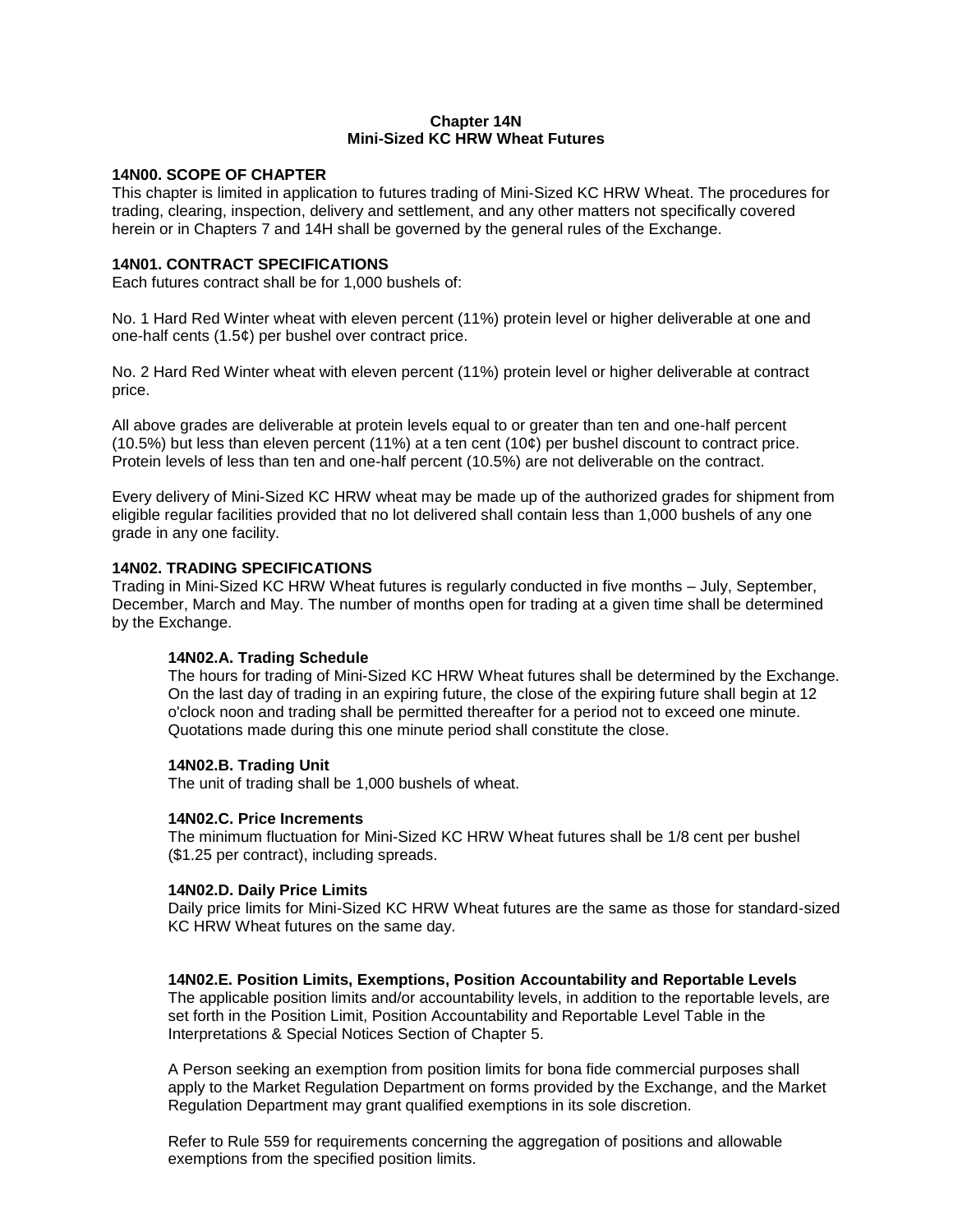# Chapter 14N
# Mini-Sized KC HRW Wheat Futures

## 14N00. SCOPE OF CHAPTER

This chapter is limited in application to futures trading of Mini-Sized KC HRW Wheat. The procedures for trading, clearing, inspection, delivery and settlement, and any other matters not specifically covered herein or in Chapters 7 and 14H shall be governed by the general rules of the Exchange.

## 14N01. CONTRACT SPECIFICATIONS

Each futures contract shall be for 1,000 bushels of:

No. 1 Hard Red Winter wheat with eleven percent (11%) protein level or higher deliverable at one and one-half cents (1.5¢) per bushel over contract price.

No. 2 Hard Red Winter wheat with eleven percent (11%) protein level or higher deliverable at contract price.

All above grades are deliverable at protein levels equal to or greater than ten and one-half percent (10.5%) but less than eleven percent (11%) at a ten cent (10¢) per bushel discount to contract price. Protein levels of less than ten and one-half percent (10.5%) are not deliverable on the contract.

Every delivery of Mini-Sized KC HRW wheat may be made up of the authorized grades for shipment from eligible regular facilities provided that no lot delivered shall contain less than 1,000 bushels of any one grade in any one facility.

## 14N02. TRADING SPECIFICATIONS

Trading in Mini-Sized KC HRW Wheat futures is regularly conducted in five months – July, September, December, March and May. The number of months open for trading at a given time shall be determined by the Exchange.

### 14N02.A. Trading Schedule

The hours for trading of Mini-Sized KC HRW Wheat futures shall be determined by the Exchange. On the last day of trading in an expiring future, the close of the expiring future shall begin at 12 o'clock noon and trading shall be permitted thereafter for a period not to exceed one minute. Quotations made during this one minute period shall constitute the close.

### 14N02.B. Trading Unit

The unit of trading shall be 1,000 bushels of wheat.

### 14N02.C. Price Increments

The minimum fluctuation for Mini-Sized KC HRW Wheat futures shall be 1/8 cent per bushel ($1.25 per contract), including spreads.

### 14N02.D. Daily Price Limits

Daily price limits for Mini-Sized KC HRW Wheat futures are the same as those for standard-sized KC HRW Wheat futures on the same day.

### 14N02.E. Position Limits, Exemptions, Position Accountability and Reportable Levels

The applicable position limits and/or accountability levels, in addition to the reportable levels, are set forth in the Position Limit, Position Accountability and Reportable Level Table in the Interpretations & Special Notices Section of Chapter 5.

A Person seeking an exemption from position limits for bona fide commercial purposes shall apply to the Market Regulation Department on forms provided by the Exchange, and the Market Regulation Department may grant qualified exemptions in its sole discretion.

Refer to Rule 559 for requirements concerning the aggregation of positions and allowable exemptions from the specified position limits.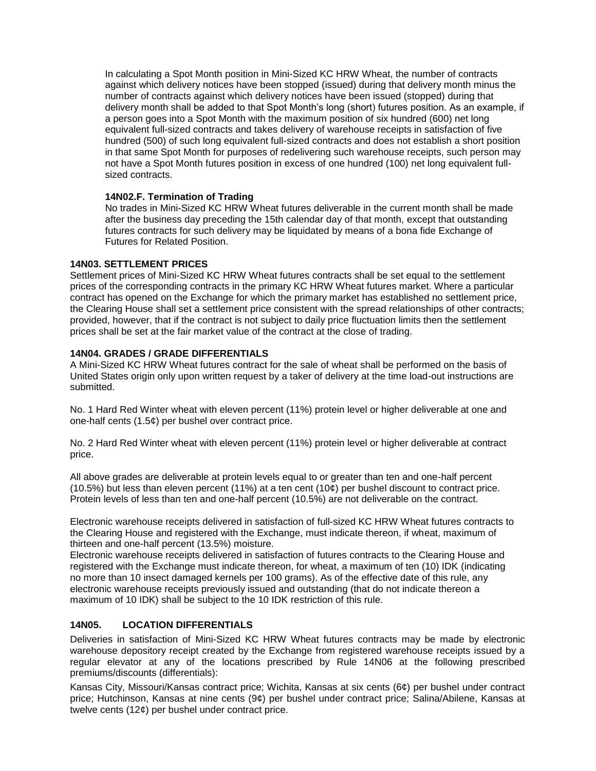In calculating a Spot Month position in Mini-Sized KC HRW Wheat, the number of contracts against which delivery notices have been stopped (issued) during that delivery month minus the number of contracts against which delivery notices have been issued (stopped) during that delivery month shall be added to that Spot Month's long (short) futures position. As an example, if a person goes into a Spot Month with the maximum position of six hundred (600) net long equivalent full-sized contracts and takes delivery of warehouse receipts in satisfaction of five hundred (500) of such long equivalent full-sized contracts and does not establish a short position in that same Spot Month for purposes of redelivering such warehouse receipts, such person may not have a Spot Month futures position in excess of one hundred (100) net long equivalent full-sized contracts.

#### 14N02.F. Termination of Trading

No trades in Mini-Sized KC HRW Wheat futures deliverable in the current month shall be made after the business day preceding the 15th calendar day of that month, except that outstanding futures contracts for such delivery may be liquidated by means of a bona fide Exchange of Futures for Related Position.

### 14N03. SETTLEMENT PRICES

Settlement prices of Mini-Sized KC HRW Wheat futures contracts shall be set equal to the settlement prices of the corresponding contracts in the primary KC HRW Wheat futures market. Where a particular contract has opened on the Exchange for which the primary market has established no settlement price, the Clearing House shall set a settlement price consistent with the spread relationships of other contracts; provided, however, that if the contract is not subject to daily price fluctuation limits then the settlement prices shall be set at the fair market value of the contract at the close of trading.

### 14N04. GRADES / GRADE DIFFERENTIALS

A Mini-Sized KC HRW Wheat futures contract for the sale of wheat shall be performed on the basis of United States origin only upon written request by a taker of delivery at the time load-out instructions are submitted.

No. 1 Hard Red Winter wheat with eleven percent (11%) protein level or higher deliverable at one and one-half cents (1.5¢) per bushel over contract price.

No. 2 Hard Red Winter wheat with eleven percent (11%) protein level or higher deliverable at contract price.

All above grades are deliverable at protein levels equal to or greater than ten and one-half percent (10.5%) but less than eleven percent (11%) at a ten cent (10¢) per bushel discount to contract price. Protein levels of less than ten and one-half percent (10.5%) are not deliverable on the contract.

Electronic warehouse receipts delivered in satisfaction of full-sized KC HRW Wheat futures contracts to the Clearing House and registered with the Exchange, must indicate thereon, if wheat, maximum of thirteen and one-half percent (13.5%) moisture.

Electronic warehouse receipts delivered in satisfaction of futures contracts to the Clearing House and registered with the Exchange must indicate thereon, for wheat, a maximum of ten (10) IDK (indicating no more than 10 insect damaged kernels per 100 grams). As of the effective date of this rule, any electronic warehouse receipts previously issued and outstanding (that do not indicate thereon a maximum of 10 IDK) shall be subject to the 10 IDK restriction of this rule.

### 14N05. LOCATION DIFFERENTIALS

Deliveries in satisfaction of Mini-Sized KC HRW Wheat futures contracts may be made by electronic warehouse depository receipt created by the Exchange from registered warehouse receipts issued by a regular elevator at any of the locations prescribed by Rule 14N06 at the following prescribed premiums/discounts (differentials):

Kansas City, Missouri/Kansas contract price; Wichita, Kansas at six cents (6¢) per bushel under contract price; Hutchinson, Kansas at nine cents (9¢) per bushel under contract price; Salina/Abilene, Kansas at twelve cents (12¢) per bushel under contract price.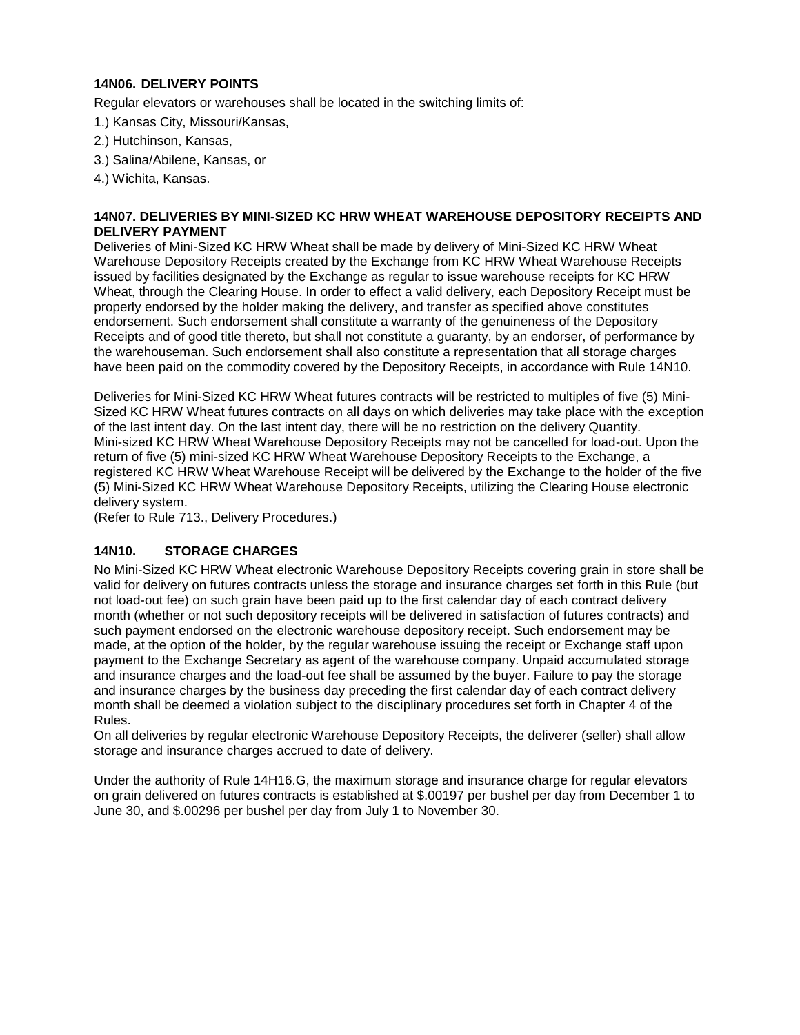### 14N06. DELIVERY POINTS

Regular elevators or warehouses shall be located in the switching limits of:

1.) Kansas City, Missouri/Kansas,

2.) Hutchinson, Kansas,

3.) Salina/Abilene, Kansas, or

4.) Wichita, Kansas.

### 14N07. DELIVERIES BY MINI-SIZED KC HRW WHEAT WAREHOUSE DEPOSITORY RECEIPTS AND DELIVERY PAYMENT

Deliveries of Mini-Sized KC HRW Wheat shall be made by delivery of Mini-Sized KC HRW Wheat Warehouse Depository Receipts created by the Exchange from KC HRW Wheat Warehouse Receipts issued by facilities designated by the Exchange as regular to issue warehouse receipts for KC HRW Wheat, through the Clearing House. In order to effect a valid delivery, each Depository Receipt must be properly endorsed by the holder making the delivery, and transfer as specified above constitutes endorsement. Such endorsement shall constitute a warranty of the genuineness of the Depository Receipts and of good title thereto, but shall not constitute a guaranty, by an endorser, of performance by the warehouseman. Such endorsement shall also constitute a representation that all storage charges have been paid on the commodity covered by the Depository Receipts, in accordance with Rule 14N10.

Deliveries for Mini-Sized KC HRW Wheat futures contracts will be restricted to multiples of five (5) Mini-Sized KC HRW Wheat futures contracts on all days on which deliveries may take place with the exception of the last intent day. On the last intent day, there will be no restriction on the delivery Quantity. Mini-sized KC HRW Wheat Warehouse Depository Receipts may not be cancelled for load-out. Upon the return of five (5) mini-sized KC HRW Wheat Warehouse Depository Receipts to the Exchange, a registered KC HRW Wheat Warehouse Receipt will be delivered by the Exchange to the holder of the five (5) Mini-Sized KC HRW Wheat Warehouse Depository Receipts, utilizing the Clearing House electronic delivery system.
(Refer to Rule 713., Delivery Procedures.)

### 14N10. STORAGE CHARGES

No Mini-Sized KC HRW Wheat electronic Warehouse Depository Receipts covering grain in store shall be valid for delivery on futures contracts unless the storage and insurance charges set forth in this Rule (but not load-out fee) on such grain have been paid up to the first calendar day of each contract delivery month (whether or not such depository receipts will be delivered in satisfaction of futures contracts) and such payment endorsed on the electronic warehouse depository receipt. Such endorsement may be made, at the option of the holder, by the regular warehouse issuing the receipt or Exchange staff upon payment to the Exchange Secretary as agent of the warehouse company. Unpaid accumulated storage and insurance charges and the load-out fee shall be assumed by the buyer. Failure to pay the storage and insurance charges by the business day preceding the first calendar day of each contract delivery month shall be deemed a violation subject to the disciplinary procedures set forth in Chapter 4 of the Rules.
On all deliveries by regular electronic Warehouse Depository Receipts, the deliverer (seller) shall allow storage and insurance charges accrued to date of delivery.

Under the authority of Rule 14H16.G, the maximum storage and insurance charge for regular elevators on grain delivered on futures contracts is established at $.00197 per bushel per day from December 1 to June 30, and $.00296 per bushel per day from July 1 to November 30.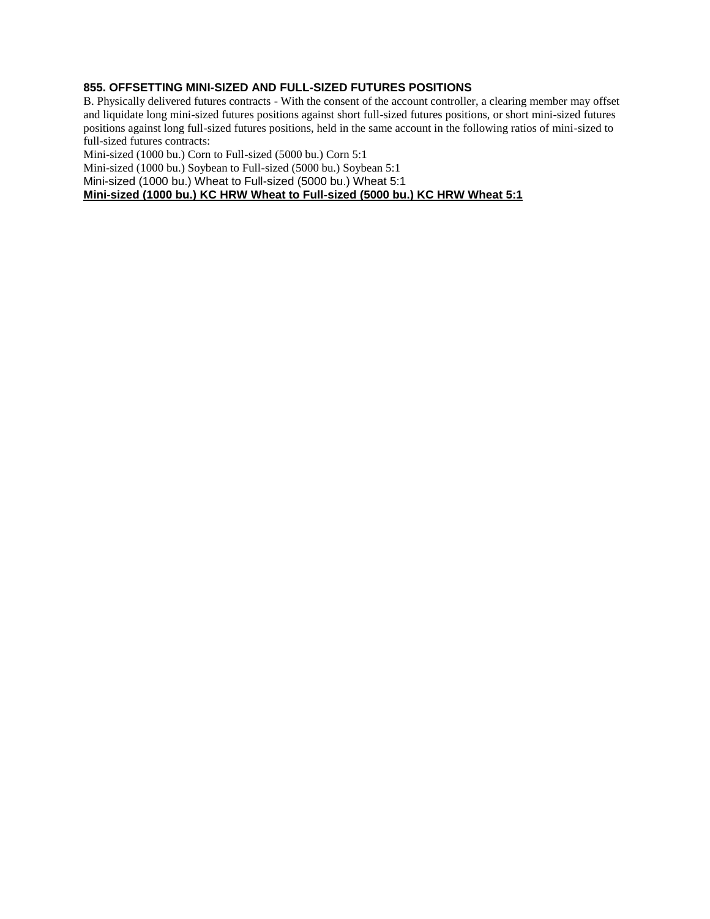**855. OFFSETTING MINI-SIZED AND FULL-SIZED FUTURES POSITIONS**

B. Physically delivered futures contracts - With the consent of the account controller, a clearing member may offset and liquidate long mini-sized futures positions against short full-sized futures positions, or short mini-sized futures positions against long full-sized futures positions, held in the same account in the following ratios of mini-sized to full-sized futures contracts:

Mini-sized (1000 bu.) Corn to Full-sized (5000 bu.) Corn 5:1

Mini-sized (1000 bu.) Soybean to Full-sized (5000 bu.) Soybean 5:1

Mini-sized (1000 bu.) Wheat to Full-sized (5000 bu.) Wheat 5:1

**Mini-sized (1000 bu.) KC HRW Wheat to Full-sized (5000 bu.) KC HRW Wheat 5:1**